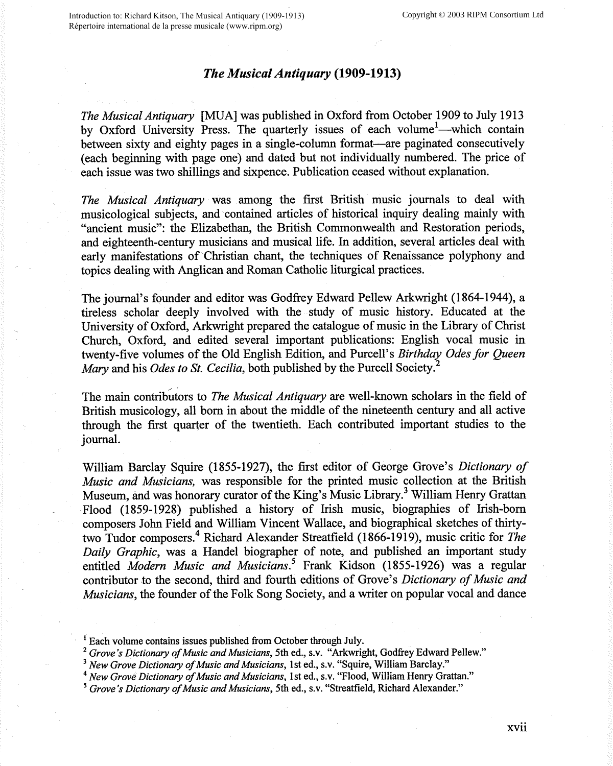# *The Musical Antiquary* (1909-1913)

*The Musical Antiquary* [MUA] was published in Oxford from October 1909 to July 1913 by Oxford University Press. The quarterly issues of each volume[1]—which contain between sixty and eighty pages in a single-column format—are paginated consecutively (each beginning with page one) and dated but not individually numbered. The price of each issue was two shillings and sixpence. Publication ceased without explanation.

*The Musical Antiquary* was among the first British music journals to deal with musicological subjects, and contained articles of historical inquiry dealing mainly with "ancient music": the Elizabethan, the British Commonwealth and Restoration periods, and eighteenth-century musicians and musical life. In addition, several articles deal with early manifestations of Christian chant, the techniques of Renaissance polyphony and topics dealing with Anglican and Roman Catholic liturgical practices.

The journal's founder and editor was Godfrey Edward Pellew Arkwright (1864-1944), a tireless scholar deeply involved with the study of music history. Educated at the University of Oxford, Arkwright prepared the catalogue of music in the Library of Christ Church, Oxford, and edited several important publications: English vocal music in twenty-five volumes of the Old English Edition, and Purcell's *Birthday Odes for Queen Mary* and his *Odes to St. Cecilia*, both published by the Purcell Society.[2]

The main contributors to *The Musical Antiquary* are well-known scholars in the field of British musicology, all born in about the middle of the nineteenth century and all active through the first quarter of the twentieth. Each contributed important studies to the journal.

William Barclay Squire (1855-1927), the first editor of George Grove's *Dictionary of Music and Musicians,* was responsible for the printed music collection at the British Museum, and was honorary curator of the King's Music Library.[3] William Henry Grattan Flood (1859-1928) published a history of Irish music, biographies of Irish-born composers John Field and William Vincent Wallace, and biographical sketches of thirty-two Tudor composers.[4] Richard Alexander Streatfield (1866-1919), music critic for *The Daily Graphic*, was a Handel biographer of note, and published an important study entitled *Modern Music and Musicians*.[5] Frank Kidson (1855-1926) was a regular contributor to the second, third and fourth editions of Grove's *Dictionary of Music and Musicians*, the founder of the Folk Song Society, and a writer on popular vocal and dance

[1] Each volume contains issues published from October through July.

[2] *Grove's Dictionary of Music and Musicians*, 5th ed., s.v. "Arkwright, Godfrey Edward Pellew."

[3] *New Grove Dictionary of Music and Musicians*, 1st ed., s.v. "Squire, William Barclay."

[4] *New Grove Dictionary of Music and Musicians*, 1st ed., s.v. "Flood, William Henry Grattan."

[5] *Grove's Dictionary of Music and Musicians*, 5th ed., s.v. "Streatfield, Richard Alexander."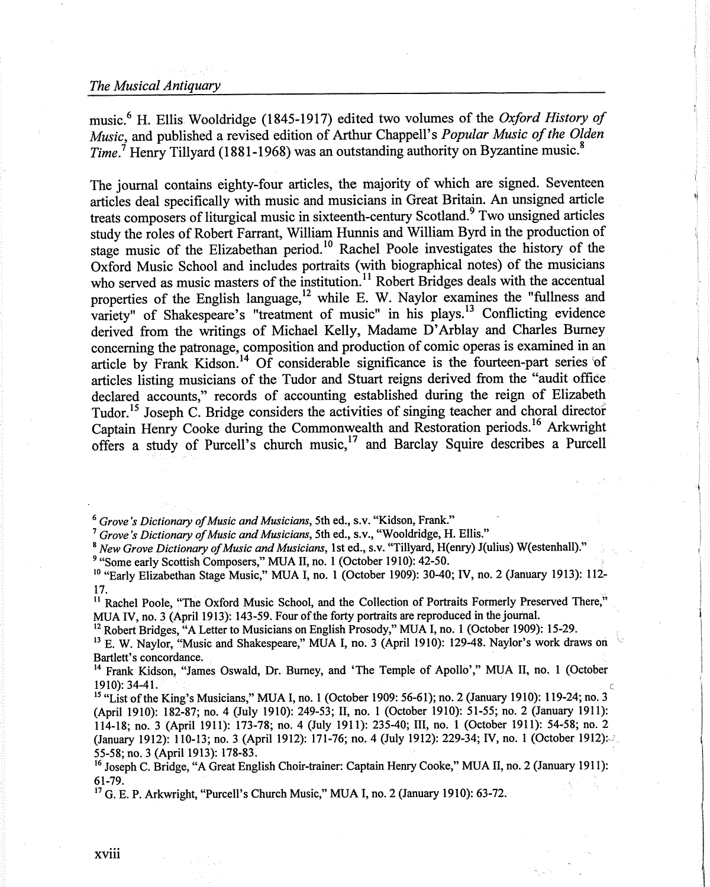music.[6] H. Ellis Wooldridge (1845-1917) edited two volumes of the *Oxford History of Music*, and published a revised edition of Arthur Chappell's *Popular Music of the Olden Time*.[7] Henry Tillyard (1881-1968) was an outstanding authority on Byzantine music.[8]

The journal contains eighty-four articles, the majority of which are signed. Seventeen articles deal specifically with music and musicians in Great Britain. An unsigned article treats composers of liturgical music in sixteenth-century Scotland.[9] Two unsigned articles study the roles of Robert Farrant, William Hunnis and William Byrd in the production of stage music of the Elizabethan period.[10] Rachel Poole investigates the history of the Oxford Music School and includes portraits (with biographical notes) of the musicians who served as music masters of the institution.[11] Robert Bridges deals with the accentual properties of the English language,[12] while E. W. Naylor examines the "fullness and variety" of Shakespeare's "treatment of music" in his plays.[13] Conflicting evidence derived from the writings of Michael Kelly, Madame D'Arblay and Charles Burney concerning the patronage, composition and production of comic operas is examined in an article by Frank Kidson.[14] Of considerable significance is the fourteen-part series of articles listing musicians of the Tudor and Stuart reigns derived from the "audit office declared accounts," records of accounting established during the reign of Elizabeth Tudor.[15] Joseph C. Bridge considers the activities of singing teacher and choral director Captain Henry Cooke during the Commonwealth and Restoration periods.[16] Arkwright offers a study of Purcell's church music,[17] and Barclay Squire describes a Purcell

---

[6] *Grove's Dictionary of Music and Musicians*, 5th ed., s.v. "Kidson, Frank."

[7] *Grove's Dictionary of Music and Musicians*, 5th ed., s.v., "Wooldridge, H. Ellis."

[8] *New Grove Dictionary of Music and Musicians*, 1st ed., s.v. "Tillyard, H(enry) J(ulius) W(estenhall)."

[9] "Some early Scottish Composers," MUA II, no. 1 (October 1910): 42-50.

[10] "Early Elizabethan Stage Music," MUA I, no. 1 (October 1909): 30-40; IV, no. 2 (January 1913): 112-17.

[11] Rachel Poole, "The Oxford Music School, and the Collection of Portraits Formerly Preserved There," MUA IV, no. 3 (April 1913): 143-59. Four of the forty portraits are reproduced in the journal.

[12] Robert Bridges, "A Letter to Musicians on English Prosody," MUA I, no. 1 (October 1909): 15-29.

[13] E. W. Naylor, "Music and Shakespeare," MUA I, no. 3 (April 1910): 129-48. Naylor's work draws on Bartlett's concordance.

[14] Frank Kidson, "James Oswald, Dr. Burney, and 'The Temple of Apollo'," MUA II, no. 1 (October 1910): 34-41.

[15] "List of the King's Musicians," MUA I, no. 1 (October 1909: 56-61); no. 2 (January 1910): 119-24; no. 3 (April 1910): 182-87; no. 4 (July 1910): 249-53; II, no. 1 (October 1910): 51-55; no. 2 (January 1911): 114-18; no. 3 (April 1911): 173-78; no. 4 (July 1911): 235-40; III, no. 1 (October 1911): 54-58; no. 2 (January 1912): 110-13; no. 3 (April 1912): 171-76; no. 4 (July 1912): 229-34; IV, no. 1 (October 1912): 55-58; no. 3 (April 1913): 178-83.

[16] Joseph C. Bridge, "A Great English Choir-trainer: Captain Henry Cooke," MUA II, no. 2 (January 1911): 61-79.

[17] G. E. P. Arkwright, "Purcell's Church Music," MUA I, no. 2 (January 1910): 63-72.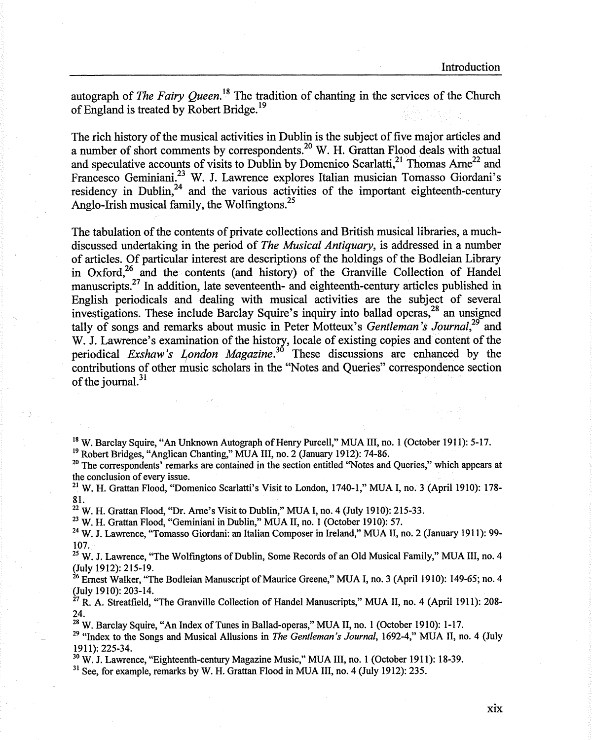autograph of *The Fairy Queen*.[18] The tradition of chanting in the services of the Church of England is treated by Robert Bridge.[19]

The rich history of the musical activities in Dublin is the subject of five major articles and a number of short comments by correspondents.[20] W. H. Grattan Flood deals with actual and speculative accounts of visits to Dublin by Domenico Scarlatti,[21] Thomas Arne[22] and Francesco Geminiani.[23] W. J. Lawrence explores Italian musician Tomasso Giordani's residency in Dublin,[24] and the various activities of the important eighteenth-century Anglo-Irish musical family, the Wolfingtons.[25]

The tabulation of the contents of private collections and British musical libraries, a much-discussed undertaking in the period of *The Musical Antiquary*, is addressed in a number of articles. Of particular interest are descriptions of the holdings of the Bodleian Library in Oxford,[26] and the contents (and history) of the Granville Collection of Handel manuscripts.[27] In addition, late seventeenth- and eighteenth-century articles published in English periodicals and dealing with musical activities are the subject of several investigations. These include Barclay Squire's inquiry into ballad operas,[28] an unsigned tally of songs and remarks about music in Peter Motteux's *Gentleman's Journal*,[29] and W. J. Lawrence's examination of the history, locale of existing copies and content of the periodical *Exshaw's London Magazine*.[30] These discussions are enhanced by the contributions of other music scholars in the "Notes and Queries" correspondence section of the journal.[31]

[18] W. Barclay Squire, "An Unknown Autograph of Henry Purcell," MUA III, no. 1 (October 1911): 5-17.

[19] Robert Bridges, "Anglican Chanting," MUA III, no. 2 (January 1912): 74-86.

[20] The correspondents' remarks are contained in the section entitled "Notes and Queries," which appears at the conclusion of every issue.

[21] W. H. Grattan Flood, "Domenico Scarlatti's Visit to London, 1740-1," MUA I, no. 3 (April 1910): 178-81.

[22] W. H. Grattan Flood, "Dr. Arne's Visit to Dublin," MUA I, no. 4 (July 1910): 215-33.

[23] W. H. Grattan Flood, "Geminiani in Dublin," MUA II, no. 1 (October 1910): 57.

[24] W. J. Lawrence, "Tomasso Giordani: an Italian Composer in Ireland," MUA II, no. 2 (January 1911): 99-107.

[25] W. J. Lawrence, "The Wolfingtons of Dublin, Some Records of an Old Musical Family," MUA III, no. 4 (July 1912): 215-19.

[26] Ernest Walker, "The Bodleian Manuscript of Maurice Greene," MUA I, no. 3 (April 1910): 149-65; no. 4 (July 1910): 203-14.

[27] R. A. Streatfield, "The Granville Collection of Handel Manuscripts," MUA II, no. 4 (April 1911): 208-24.

[28] W. Barclay Squire, "An Index of Tunes in Ballad-operas," MUA II, no. 1 (October 1910): 1-17.

[29] "Index to the Songs and Musical Allusions in *The Gentleman's Journal*, 1692-4," MUA II, no. 4 (July 1911): 225-34.

[30] W. J. Lawrence, "Eighteenth-century Magazine Music," MUA III, no. 1 (October 1911): 18-39.

[31] See, for example, remarks by W. H. Grattan Flood in MUA III, no. 4 (July 1912): 235.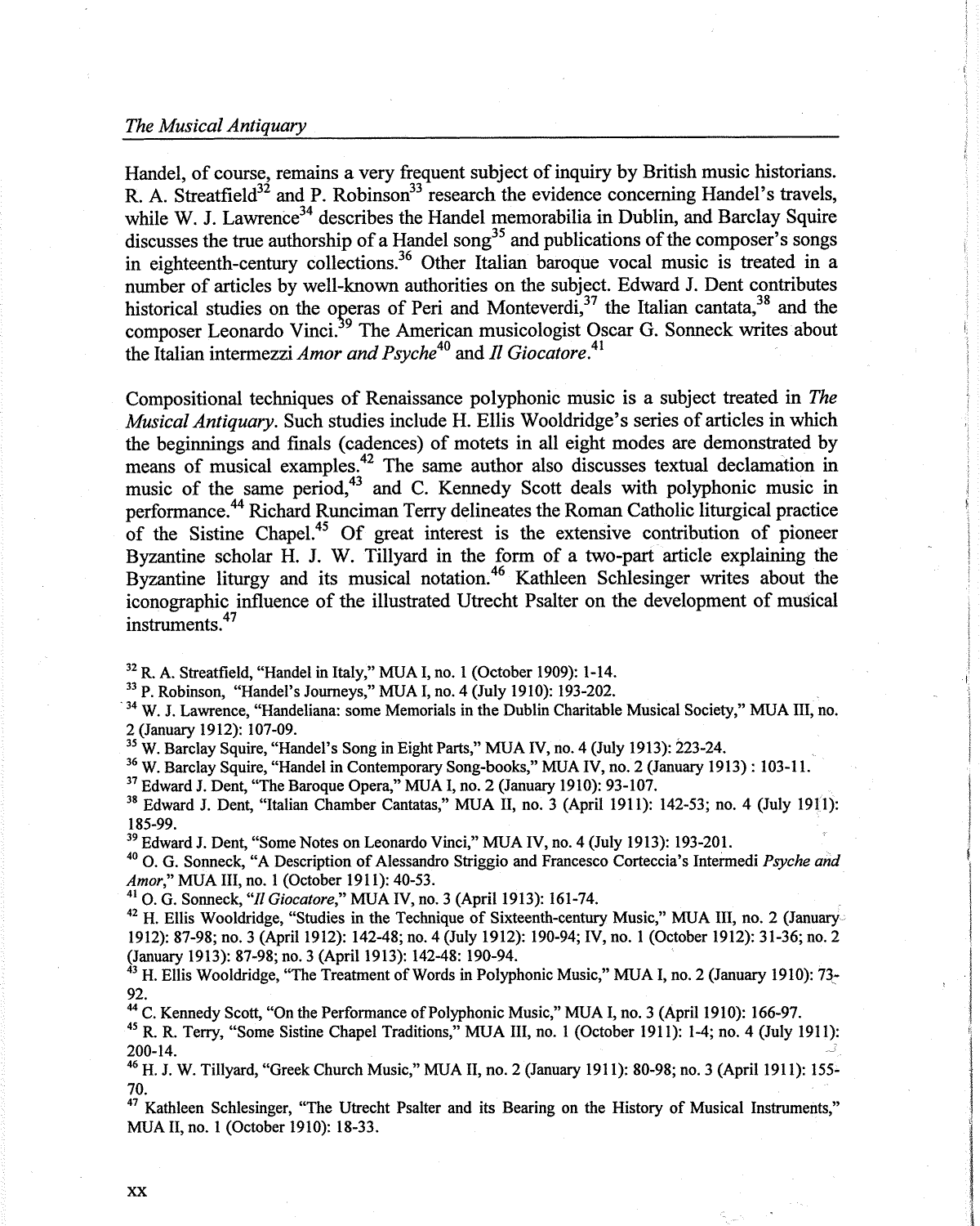Handel, of course, remains a very frequent subject of inquiry by British music historians. R. A. Streatfield[32] and P. Robinson[33] research the evidence concerning Handel's travels, while W. J. Lawrence[34] describes the Handel memorabilia in Dublin, and Barclay Squire discusses the true authorship of a Handel song[35] and publications of the composer's songs in eighteenth-century collections.[36] Other Italian baroque vocal music is treated in a number of articles by well-known authorities on the subject. Edward J. Dent contributes historical studies on the operas of Peri and Monteverdi,[37] the Italian cantata,[38] and the composer Leonardo Vinci.[39] The American musicologist Oscar G. Sonneck writes about the Italian intermezzi *Amor and Psyche*[40] and *Il Giocatore*.[41]

Compositional techniques of Renaissance polyphonic music is a subject treated in *The Musical Antiquary*. Such studies include H. Ellis Wooldridge's series of articles in which the beginnings and finals (cadences) of motets in all eight modes are demonstrated by means of musical examples.[42] The same author also discusses textual declamation in music of the same period,[43] and C. Kennedy Scott deals with polyphonic music in performance.[44] Richard Runciman Terry delineates the Roman Catholic liturgical practice of the Sistine Chapel.[45] Of great interest is the extensive contribution of pioneer Byzantine scholar H. J. W. Tillyard in the form of a two-part article explaining the Byzantine liturgy and its musical notation.[46] Kathleen Schlesinger writes about the iconographic influence of the illustrated Utrecht Psalter on the development of musical instruments.[47]

[32] R. A. Streatfield, "Handel in Italy," MUA I, no. 1 (October 1909): 1-14.

[33] P. Robinson, "Handel's Journeys," MUA I, no. 4 (July 1910): 193-202.

[34] W. J. Lawrence, "Handeliana: some Memorials in the Dublin Charitable Musical Society," MUA III, no. 2 (January 1912): 107-09.

[35] W. Barclay Squire, "Handel's Song in Eight Parts," MUA IV, no. 4 (July 1913): 223-24.

[36] W. Barclay Squire, "Handel in Contemporary Song-books," MUA IV, no. 2 (January 1913) : 103-11.

[37] Edward J. Dent, "The Baroque Opera," MUA I, no. 2 (January 1910): 93-107.

[38] Edward J. Dent, "Italian Chamber Cantatas," MUA II, no. 3 (April 1911): 142-53; no. 4 (July 1911): 185-99.

[39] Edward J. Dent, "Some Notes on Leonardo Vinci," MUA IV, no. 4 (July 1913): 193-201.

[40] O. G. Sonneck, "A Description of Alessandro Striggio and Francesco Corteccia's Intermedi *Psyche and Amor*," MUA III, no. 1 (October 1911): 40-53.

[41] O. G. Sonneck, "*Il Giocatore*," MUA IV, no. 3 (April 1913): 161-74.

[42] H. Ellis Wooldridge, "Studies in the Technique of Sixteenth-century Music," MUA III, no. 2 (January 1912): 87-98; no. 3 (April 1912): 142-48; no. 4 (July 1912): 190-94; IV, no. 1 (October 1912): 31-36; no. 2 (January 1913): 87-98; no. 3 (April 1913): 142-48: 190-94.

[43] H. Ellis Wooldridge, "The Treatment of Words in Polyphonic Music," MUA I, no. 2 (January 1910): 73-92.

[44] C. Kennedy Scott, "On the Performance of Polyphonic Music," MUA I, no. 3 (April 1910): 166-97.

[45] R. R. Terry, "Some Sistine Chapel Traditions," MUA III, no. 1 (October 1911): 1-4; no. 4 (July 1911): 200-14.

[46] H. J. W. Tillyard, "Greek Church Music," MUA II, no. 2 (January 1911): 80-98; no. 3 (April 1911): 155-70.

[47] Kathleen Schlesinger, "The Utrecht Psalter and its Bearing on the History of Musical Instruments," MUA II, no. 1 (October 1910): 18-33.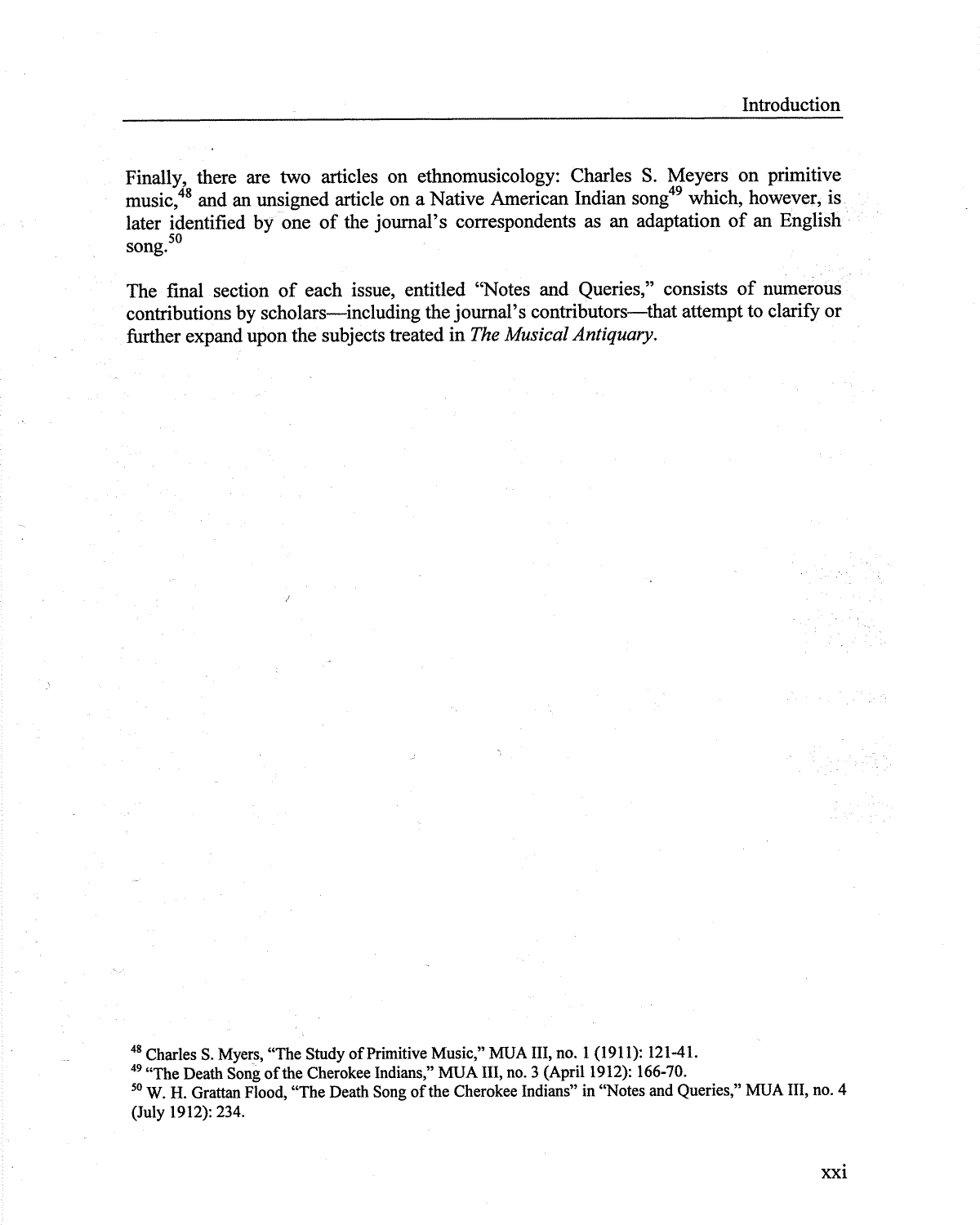Finally, there are two articles on ethnomusicology: Charles S. Meyers on primitive music,[48] and an unsigned article on a Native American Indian song[49] which, however, is later identified by one of the journal's correspondents as an adaptation of an English song.[50]

The final section of each issue, entitled "Notes and Queries," consists of numerous contributions by scholars—including the journal's contributors—that attempt to clarify or further expand upon the subjects treated in *The Musical Antiquary*.

[48] Charles S. Myers, "The Study of Primitive Music," MUA III, no. 1 (1911): 121-41.

[49] "The Death Song of the Cherokee Indians," MUA III, no. 3 (April 1912): 166-70.

[50] W. H. Grattan Flood, "The Death Song of the Cherokee Indians" in "Notes and Queries," MUA III, no. 4 (July 1912): 234.